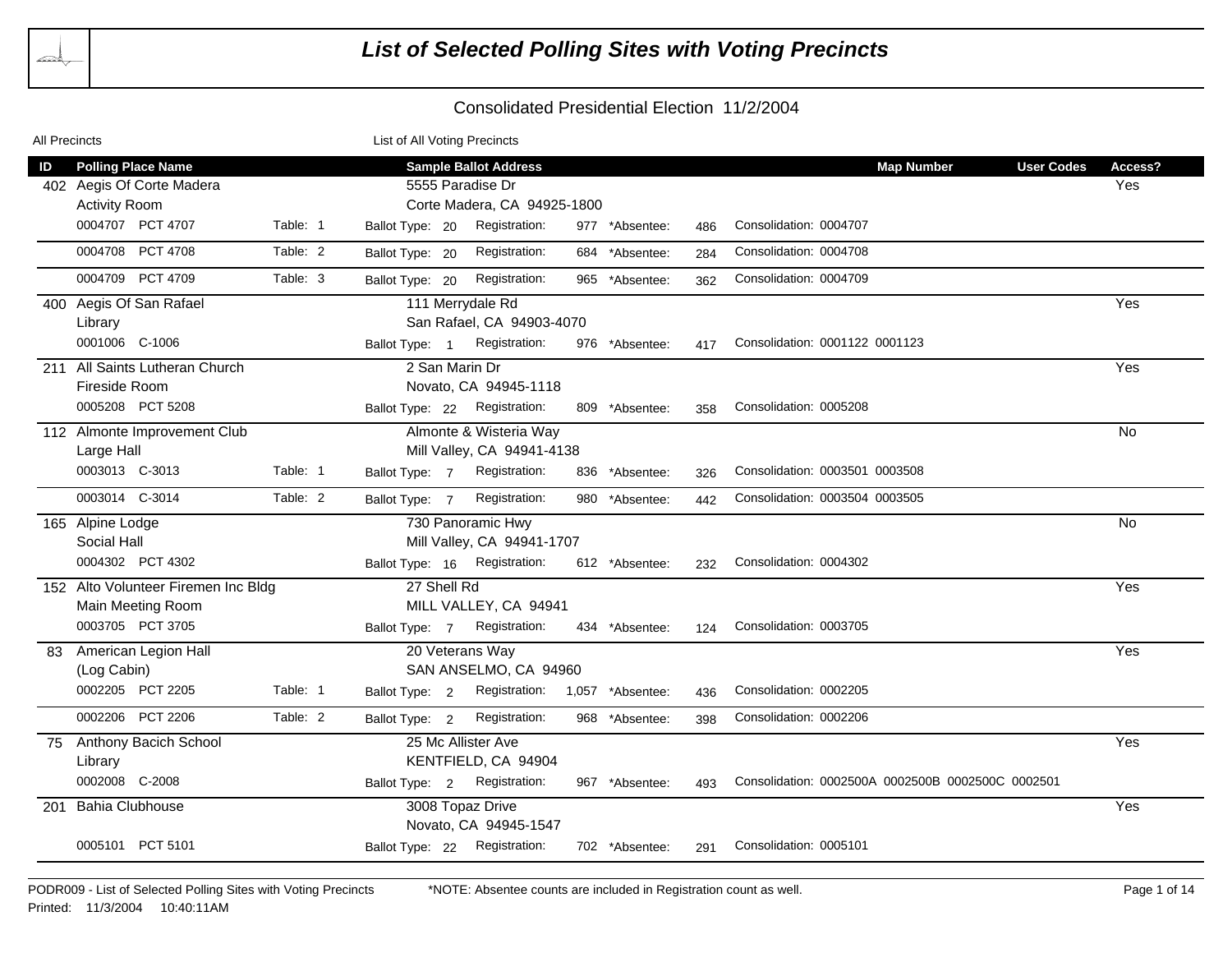# List of Selected Polling Sites with Voting Precincts

## Consolidated Presidential Election 11/2/2004

All Precincts — List of All Voting Precincts

| ID | Polling Place Name | | Sample Ballot Address | | | | | Map Number | User Codes | Access? |
|---|---|---|---|---|---|---|---|---|---|---|
| 402 | Aegis Of Corte Madera<br>Activity Room | | 5555 Paradise Dr<br>Corte Madera, CA 94925-1800 | | | | | | | Yes |
| | 0004707 PCT 4707 | Table: 1 | Ballot Type: 20 | Registration: 977 | *Absentee: 486 | Consolidation: 0004707 | | | | |
| | 0004708 PCT 4708 | Table: 2 | Ballot Type: 20 | Registration: 684 | *Absentee: 284 | Consolidation: 0004708 | | | | |
| | 0004709 PCT 4709 | Table: 3 | Ballot Type: 20 | Registration: 965 | *Absentee: 362 | Consolidation: 0004709 | | | | |
| 400 | Aegis Of San Rafael<br>Library | | 111 Merrydale Rd<br>San Rafael, CA 94903-4070 | | | | | | | Yes |
| | 0001006 C-1006 | | Ballot Type: 1 | Registration: 976 | *Absentee: 417 | Consolidation: 0001122 0001123 | | | | |
| 211 | All Saints Lutheran Church<br>Fireside Room | | 2 San Marin Dr<br>Novato, CA 94945-1118 | | | | | | | Yes |
| | 0005208 PCT 5208 | | Ballot Type: 22 | Registration: 809 | *Absentee: 358 | Consolidation: 0005208 | | | | |
| 112 | Almonte Improvement Club<br>Large Hall | | Almonte & Wisteria Way<br>Mill Valley, CA 94941-4138 | | | | | | | No |
| | 0003013 C-3013 | Table: 1 | Ballot Type: 7 | Registration: 836 | *Absentee: 326 | Consolidation: 0003501 0003508 | | | | |
| | 0003014 C-3014 | Table: 2 | Ballot Type: 7 | Registration: 980 | *Absentee: 442 | Consolidation: 0003504 0003505 | | | | |
| 165 | Alpine Lodge<br>Social Hall | | 730 Panoramic Hwy<br>Mill Valley, CA 94941-1707 | | | | | | | No |
| | 0004302 PCT 4302 | | Ballot Type: 16 | Registration: 612 | *Absentee: 232 | Consolidation: 0004302 | | | | |
| 152 | Alto Volunteer Firemen Inc Bldg<br>Main Meeting Room | | 27 Shell Rd<br>MILL VALLEY, CA 94941 | | | | | | | Yes |
| | 0003705 PCT 3705 | | Ballot Type: 7 | Registration: 434 | *Absentee: 124 | Consolidation: 0003705 | | | | |
| 83 | American Legion Hall<br>(Log Cabin) | | 20 Veterans Way<br>SAN ANSELMO, CA 94960 | | | | | | | Yes |
| | 0002205 PCT 2205 | Table: 1 | Ballot Type: 2 | Registration: 1,057 | *Absentee: 436 | Consolidation: 0002205 | | | | |
| | 0002206 PCT 2206 | Table: 2 | Ballot Type: 2 | Registration: 968 | *Absentee: 398 | Consolidation: 0002206 | | | | |
| 75 | Anthony Bacich School<br>Library | | 25 Mc Allister Ave<br>KENTFIELD, CA 94904 | | | | | | | Yes |
| | 0002008 C-2008 | | Ballot Type: 2 | Registration: 967 | *Absentee: 493 | Consolidation: 0002500A 0002500B 0002500C 0002501 | | | | |
| 201 | Bahia Clubhouse | | 3008 Topaz Drive<br>Novato, CA 94945-1547 | | | | | | | Yes |
| | 0005101 PCT 5101 | | Ballot Type: 22 | Registration: 702 | *Absentee: 291 | Consolidation: 0005101 | | | | |

PODR009 - List of Selected Polling Sites with Voting Precincts — *NOTE: Absentee counts are included in Registration count as well.

Printed: 11/3/2004 10:40:11AM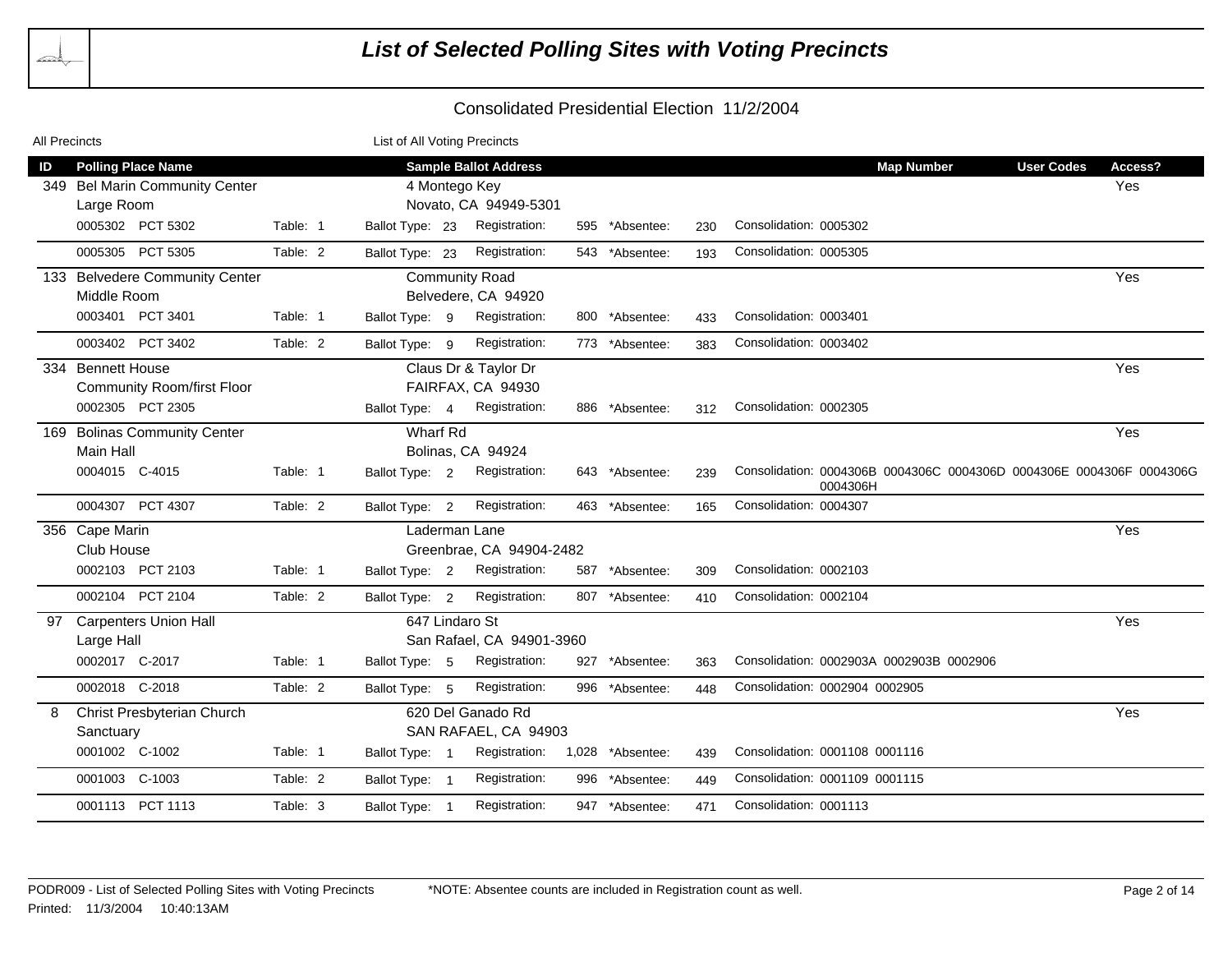# List of Selected Polling Sites with Voting Precincts

## Consolidated Presidential Election 11/2/2004

All Precincts — List of All Voting Precincts

| ID | Polling Place Name | | Sample Ballot Address | | | | Map Number | User Codes | Access? |
|---|---|---|---|---|---|---|---|---|---|
| 349 | Bel Marin Community Center<br>Large Room | | 4 Montego Key<br>Novato, CA 94949-5301 | | | | | | Yes |
| | 0005302 PCT 5302 | Table: 1 | Ballot Type: 23 | Registration: 595 | *Absentee: 230 | Consolidation: 0005302 | | | |
| | 0005305 PCT 5305 | Table: 2 | Ballot Type: 23 | Registration: 543 | *Absentee: 193 | Consolidation: 0005305 | | | |
| 133 | Belvedere Community Center<br>Middle Room | | Community Road<br>Belvedere, CA 94920 | | | | | | Yes |
| | 0003401 PCT 3401 | Table: 1 | Ballot Type: 9 | Registration: 800 | *Absentee: 433 | Consolidation: 0003401 | | | |
| | 0003402 PCT 3402 | Table: 2 | Ballot Type: 9 | Registration: 773 | *Absentee: 383 | Consolidation: 0003402 | | | |
| 334 | Bennett House<br>Community Room/first Floor | | Claus Dr & Taylor Dr<br>FAIRFAX, CA 94930 | | | | | | Yes |
| | 0002305 PCT 2305 | | Ballot Type: 4 | Registration: 886 | *Absentee: 312 | Consolidation: 0002305 | | | |
| 169 | Bolinas Community Center<br>Main Hall | | Wharf Rd<br>Bolinas, CA 94924 | | | | | | Yes |
| | 0004015 C-4015 | Table: 1 | Ballot Type: 2 | Registration: 643 | *Absentee: 239 | Consolidation: 0004306B 0004306C 0004306D 0004306E 0004306F 0004306G 0004306H | | | |
| | 0004307 PCT 4307 | Table: 2 | Ballot Type: 2 | Registration: 463 | *Absentee: 165 | Consolidation: 0004307 | | | |
| 356 | Cape Marin<br>Club House | | Laderman Lane<br>Greenbrae, CA 94904-2482 | | | | | | Yes |
| | 0002103 PCT 2103 | Table: 1 | Ballot Type: 2 | Registration: 587 | *Absentee: 309 | Consolidation: 0002103 | | | |
| | 0002104 PCT 2104 | Table: 2 | Ballot Type: 2 | Registration: 807 | *Absentee: 410 | Consolidation: 0002104 | | | |
| 97 | Carpenters Union Hall<br>Large Hall | | 647 Lindaro St<br>San Rafael, CA 94901-3960 | | | | | | Yes |
| | 0002017 C-2017 | Table: 1 | Ballot Type: 5 | Registration: 927 | *Absentee: 363 | Consolidation: 0002903A 0002903B 0002906 | | | |
| | 0002018 C-2018 | Table: 2 | Ballot Type: 5 | Registration: 996 | *Absentee: 448 | Consolidation: 0002904 0002905 | | | |
| 8 | Christ Presbyterian Church<br>Sanctuary | | 620 Del Ganado Rd<br>SAN RAFAEL, CA 94903 | | | | | | Yes |
| | 0001002 C-1002 | Table: 1 | Ballot Type: 1 | Registration: 1,028 | *Absentee: 439 | Consolidation: 0001108 0001116 | | | |
| | 0001003 C-1003 | Table: 2 | Ballot Type: 1 | Registration: 996 | *Absentee: 449 | Consolidation: 0001109 0001115 | | | |
| | 0001113 PCT 1113 | Table: 3 | Ballot Type: 1 | Registration: 947 | *Absentee: 471 | Consolidation: 0001113 | | | |

PODR009 - List of Selected Polling Sites with Voting Precincts

*NOTE: Absentee counts are included in Registration count as well.

Printed: 11/3/2004 10:40:13AM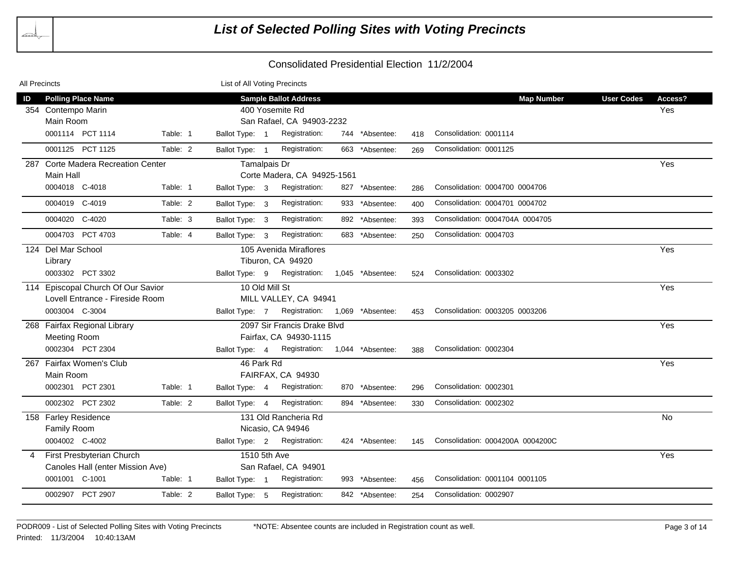# List of Selected Polling Sites with Voting Precincts

## Consolidated Presidential Election 11/2/2004

All Precincts — List of All Voting Precincts

| ID | Polling Place Name | | Sample Ballot Address | | | | | Map Number | User Codes | Access? |
|---|---|---|---|---|---|---|---|---|---|---|
| 354 | Contempo Marin<br>Main Room | | 400 Yosemite Rd<br>San Rafael, CA 94903-2232 | | | | | | | Yes |
| | 0001114 PCT 1114 | Table: 1 | Ballot Type: 1 | Registration: 744 | *Absentee: 418 | Consolidation: 0001114 | | | | |
| | 0001125 PCT 1125 | Table: 2 | Ballot Type: 1 | Registration: 663 | *Absentee: 269 | Consolidation: 0001125 | | | | |
| 287 | Corte Madera Recreation Center<br>Main Hall | | Tamalpais Dr<br>Corte Madera, CA 94925-1561 | | | | | | | Yes |
| | 0004018 C-4018 | Table: 1 | Ballot Type: 3 | Registration: 827 | *Absentee: 286 | Consolidation: 0004700 0004706 | | | | |
| | 0004019 C-4019 | Table: 2 | Ballot Type: 3 | Registration: 933 | *Absentee: 400 | Consolidation: 0004701 0004702 | | | | |
| | 0004020 C-4020 | Table: 3 | Ballot Type: 3 | Registration: 892 | *Absentee: 393 | Consolidation: 0004704A 0004705 | | | | |
| | 0004703 PCT 4703 | Table: 4 | Ballot Type: 3 | Registration: 683 | *Absentee: 250 | Consolidation: 0004703 | | | | |
| 124 | Del Mar School<br>Library | | 105 Avenida Miraflores<br>Tiburon, CA 94920 | | | | | | | Yes |
| | 0003302 PCT 3302 | | Ballot Type: 9 | Registration: 1,045 | *Absentee: 524 | Consolidation: 0003302 | | | | |
| 114 | Episcopal Church Of Our Savior<br>Lovell Entrance - Fireside Room | | 10 Old Mill St<br>MILL VALLEY, CA 94941 | | | | | | | Yes |
| | 0003004 C-3004 | | Ballot Type: 7 | Registration: 1,069 | *Absentee: 453 | Consolidation: 0003205 0003206 | | | | |
| 268 | Fairfax Regional Library<br>Meeting Room | | 2097 Sir Francis Drake Blvd<br>Fairfax, CA 94930-1115 | | | | | | | Yes |
| | 0002304 PCT 2304 | | Ballot Type: 4 | Registration: 1,044 | *Absentee: 388 | Consolidation: 0002304 | | | | |
| 267 | Fairfax Women's Club<br>Main Room | | 46 Park Rd<br>FAIRFAX, CA 94930 | | | | | | | Yes |
| | 0002301 PCT 2301 | Table: 1 | Ballot Type: 4 | Registration: 870 | *Absentee: 296 | Consolidation: 0002301 | | | | |
| | 0002302 PCT 2302 | Table: 2 | Ballot Type: 4 | Registration: 894 | *Absentee: 330 | Consolidation: 0002302 | | | | |
| 158 | Farley Residence<br>Family Room | | 131 Old Rancheria Rd<br>Nicasio, CA 94946 | | | | | | | No |
| | 0004002 C-4002 | | Ballot Type: 2 | Registration: 424 | *Absentee: 145 | Consolidation: 0004200A 0004200C | | | | |
| 4 | First Presbyterian Church<br>Canoles Hall (enter Mission Ave) | | 1510 5th Ave<br>San Rafael, CA 94901 | | | | | | | Yes |
| | 0001001 C-1001 | Table: 1 | Ballot Type: 1 | Registration: 993 | *Absentee: 456 | Consolidation: 0001104 0001105 | | | | |
| | 0002907 PCT 2907 | Table: 2 | Ballot Type: 5 | Registration: 842 | *Absentee: 254 | Consolidation: 0002907 | | | | |

PODR009 - List of Selected Polling Sites with Voting Precincts — *NOTE: Absentee counts are included in Registration count as well.

Printed: 11/3/2004 10:40:13AM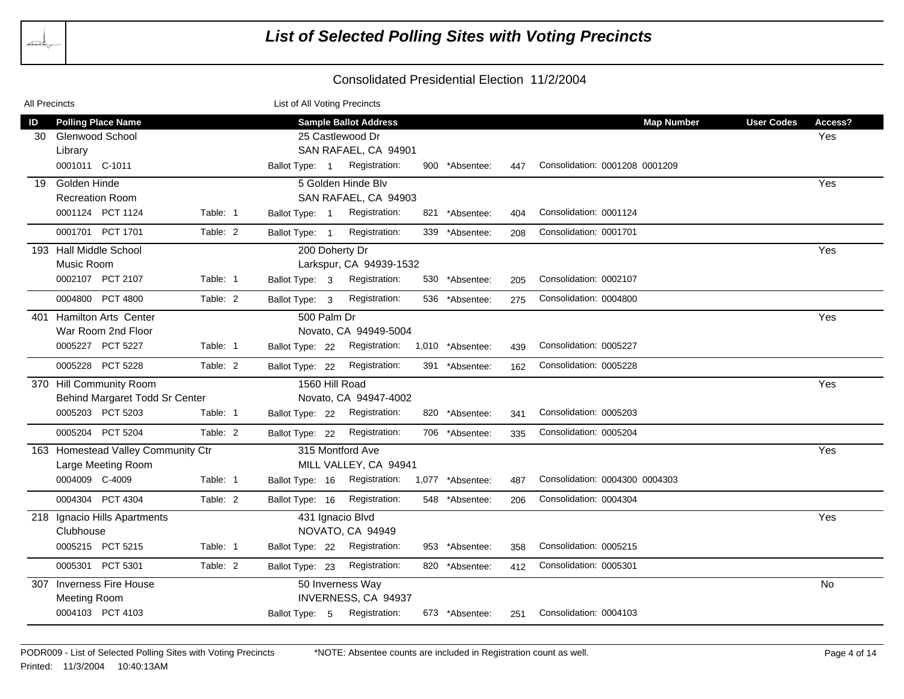# List of Selected Polling Sites with Voting Precincts

## Consolidated Presidential Election 11/2/2004

All Precincts — List of All Voting Precincts

| ID | Polling Place Name | | Sample Ballot Address | | | | Map Number | User Codes | Access? |
|---|---|---|---|---|---|---|---|---|---|
| 30 | Glenwood School<br>Library | | 25 Castlewood Dr<br>SAN RAFAEL, CA 94901 | | | | | | Yes |
| | 0001011 C-1011 | | Ballot Type: 1 | Registration: 900 | *Absentee: 447 | Consolidation: 0001208 0001209 | | | |
| 19 | Golden Hinde<br>Recreation Room | | 5 Golden Hinde Blv<br>SAN RAFAEL, CA 94903 | | | | | | Yes |
| | 0001124 PCT 1124 | Table: 1 | Ballot Type: 1 | Registration: 821 | *Absentee: 404 | Consolidation: 0001124 | | | |
| | 0001701 PCT 1701 | Table: 2 | Ballot Type: 1 | Registration: 339 | *Absentee: 208 | Consolidation: 0001701 | | | |
| 193 | Hall Middle School<br>Music Room | | 200 Doherty Dr<br>Larkspur, CA 94939-1532 | | | | | | Yes |
| | 0002107 PCT 2107 | Table: 1 | Ballot Type: 3 | Registration: 530 | *Absentee: 205 | Consolidation: 0002107 | | | |
| | 0004800 PCT 4800 | Table: 2 | Ballot Type: 3 | Registration: 536 | *Absentee: 275 | Consolidation: 0004800 | | | |
| 401 | Hamilton Arts Center<br>War Room 2nd Floor | | 500 Palm Dr<br>Novato, CA 94949-5004 | | | | | | Yes |
| | 0005227 PCT 5227 | Table: 1 | Ballot Type: 22 | Registration: 1,010 | *Absentee: 439 | Consolidation: 0005227 | | | |
| | 0005228 PCT 5228 | Table: 2 | Ballot Type: 22 | Registration: 391 | *Absentee: 162 | Consolidation: 0005228 | | | |
| 370 | Hill Community Room<br>Behind Margaret Todd Sr Center | | 1560 Hill Road<br>Novato, CA 94947-4002 | | | | | | Yes |
| | 0005203 PCT 5203 | Table: 1 | Ballot Type: 22 | Registration: 820 | *Absentee: 341 | Consolidation: 0005203 | | | |
| | 0005204 PCT 5204 | Table: 2 | Ballot Type: 22 | Registration: 706 | *Absentee: 335 | Consolidation: 0005204 | | | |
| 163 | Homestead Valley Community Ctr<br>Large Meeting Room | | 315 Montford Ave<br>MILL VALLEY, CA 94941 | | | | | | Yes |
| | 0004009 C-4009 | Table: 1 | Ballot Type: 16 | Registration: 1,077 | *Absentee: 487 | Consolidation: 0004300 0004303 | | | |
| | 0004304 PCT 4304 | Table: 2 | Ballot Type: 16 | Registration: 548 | *Absentee: 206 | Consolidation: 0004304 | | | |
| 218 | Ignacio Hills Apartments<br>Clubhouse | | 431 Ignacio Blvd<br>NOVATO, CA 94949 | | | | | | Yes |
| | 0005215 PCT 5215 | Table: 1 | Ballot Type: 22 | Registration: 953 | *Absentee: 358 | Consolidation: 0005215 | | | |
| | 0005301 PCT 5301 | Table: 2 | Ballot Type: 23 | Registration: 820 | *Absentee: 412 | Consolidation: 0005301 | | | |
| 307 | Inverness Fire House<br>Meeting Room | | 50 Inverness Way<br>INVERNESS, CA 94937 | | | | | | No |
| | 0004103 PCT 4103 | | Ballot Type: 5 | Registration: 673 | *Absentee: 251 | Consolidation: 0004103 | | | |

PODR009 - List of Selected Polling Sites with Voting Precincts — *NOTE: Absentee counts are included in Registration count as well.

Printed: 11/3/2004 10:40:13AM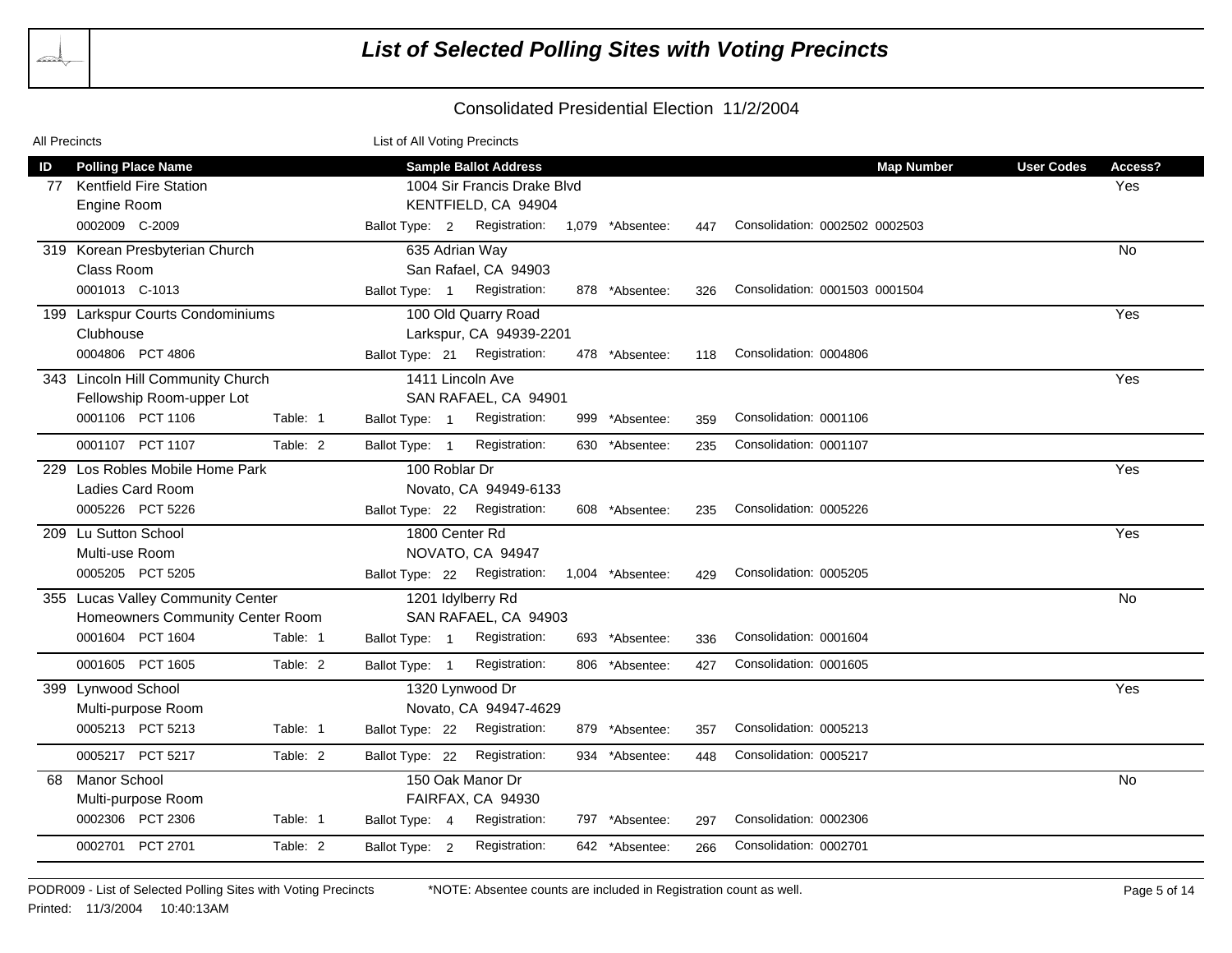# List of Selected Polling Sites with Voting Precincts

## Consolidated Presidential Election 11/2/2004

All Precincts — List of All Voting Precincts

| ID | Polling Place Name | | Sample Ballot Address | | | | Map Number | User Codes | Access? |
|---|---|---|---|---|---|---|---|---|---|
| 77 | Kentfield Fire Station<br>Engine Room | | 1004 Sir Francis Drake Blvd<br>KENTFIELD, CA 94904 | | | | | | Yes |
| | 0002009 C-2009 | | Ballot Type: 2 | Registration: 1,079 | *Absentee: 447 | Consolidation: 0002502 0002503 | | | |
| 319 | Korean Presbyterian Church<br>Class Room | | 635 Adrian Way<br>San Rafael, CA 94903 | | | | | | No |
| | 0001013 C-1013 | | Ballot Type: 1 | Registration: 878 | *Absentee: 326 | Consolidation: 0001503 0001504 | | | |
| 199 | Larkspur Courts Condominiums<br>Clubhouse | | 100 Old Quarry Road<br>Larkspur, CA 94939-2201 | | | | | | Yes |
| | 0004806 PCT 4806 | | Ballot Type: 21 | Registration: 478 | *Absentee: 118 | Consolidation: 0004806 | | | |
| 343 | Lincoln Hill Community Church<br>Fellowship Room-upper Lot | | 1411 Lincoln Ave<br>SAN RAFAEL, CA 94901 | | | | | | Yes |
| | 0001106 PCT 1106 | Table: 1 | Ballot Type: 1 | Registration: 999 | *Absentee: 359 | Consolidation: 0001106 | | | |
| | 0001107 PCT 1107 | Table: 2 | Ballot Type: 1 | Registration: 630 | *Absentee: 235 | Consolidation: 0001107 | | | |
| 229 | Los Robles Mobile Home Park<br>Ladies Card Room | | 100 Roblar Dr<br>Novato, CA 94949-6133 | | | | | | Yes |
| | 0005226 PCT 5226 | | Ballot Type: 22 | Registration: 608 | *Absentee: 235 | Consolidation: 0005226 | | | |
| 209 | Lu Sutton School<br>Multi-use Room | | 1800 Center Rd<br>NOVATO, CA 94947 | | | | | | Yes |
| | 0005205 PCT 5205 | | Ballot Type: 22 | Registration: 1,004 | *Absentee: 429 | Consolidation: 0005205 | | | |
| 355 | Lucas Valley Community Center<br>Homeowners Community Center Room | | 1201 Idylberry Rd<br>SAN RAFAEL, CA 94903 | | | | | | No |
| | 0001604 PCT 1604 | Table: 1 | Ballot Type: 1 | Registration: 693 | *Absentee: 336 | Consolidation: 0001604 | | | |
| | 0001605 PCT 1605 | Table: 2 | Ballot Type: 1 | Registration: 806 | *Absentee: 427 | Consolidation: 0001605 | | | |
| 399 | Lynwood School<br>Multi-purpose Room | | 1320 Lynwood Dr<br>Novato, CA 94947-4629 | | | | | | Yes |
| | 0005213 PCT 5213 | Table: 1 | Ballot Type: 22 | Registration: 879 | *Absentee: 357 | Consolidation: 0005213 | | | |
| | 0005217 PCT 5217 | Table: 2 | Ballot Type: 22 | Registration: 934 | *Absentee: 448 | Consolidation: 0005217 | | | |
| 68 | Manor School<br>Multi-purpose Room | | 150 Oak Manor Dr<br>FAIRFAX, CA 94930 | | | | | | No |
| | 0002306 PCT 2306 | Table: 1 | Ballot Type: 4 | Registration: 797 | *Absentee: 297 | Consolidation: 0002306 | | | |
| | 0002701 PCT 2701 | Table: 2 | Ballot Type: 2 | Registration: 642 | *Absentee: 266 | Consolidation: 0002701 | | | |

PODR009 - List of Selected Polling Sites with Voting Precincts — *NOTE: Absentee counts are included in Registration count as well.

Printed: 11/3/2004 10:40:13AM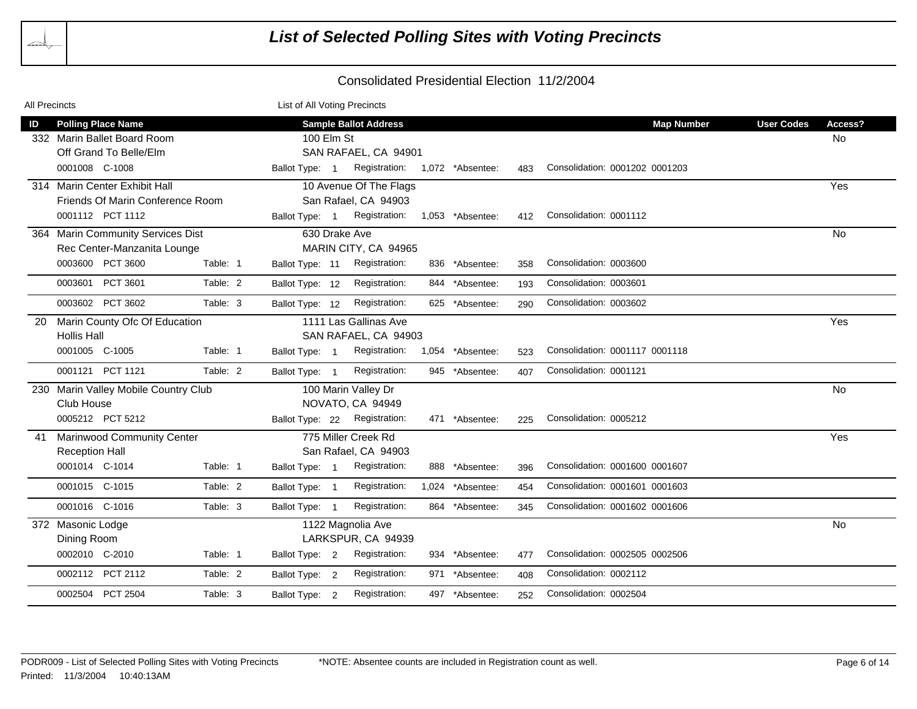# List of Selected Polling Sites with Voting Precincts

## Consolidated Presidential Election 11/2/2004

All Precincts — List of All Voting Precincts

| ID | Polling Place Name | | Sample Ballot Address | | | | Map Number | User Codes | Access? |
|---|---|---|---|---|---|---|---|---|---|
| 332 | Marin Ballet Board Room<br>Off Grand To Belle/Elm | | 100 Elm St<br>SAN RAFAEL, CA 94901 | | | | | | No |
| | 0001008 C-1008 | | Ballot Type: 1 | Registration: 1,072 | *Absentee: 483 | Consolidation: 0001202 0001203 | | | |
| 314 | Marin Center Exhibit Hall<br>Friends Of Marin Conference Room | | 10 Avenue Of The Flags<br>San Rafael, CA 94903 | | | | | | Yes |
| | 0001112 PCT 1112 | | Ballot Type: 1 | Registration: 1,053 | *Absentee: 412 | Consolidation: 0001112 | | | |
| 364 | Marin Community Services Dist<br>Rec Center-Manzanita Lounge | | 630 Drake Ave<br>MARIN CITY, CA 94965 | | | | | | No |
| | 0003600 PCT 3600 | Table: 1 | Ballot Type: 11 | Registration: 836 | *Absentee: 358 | Consolidation: 0003600 | | | |
| | 0003601 PCT 3601 | Table: 2 | Ballot Type: 12 | Registration: 844 | *Absentee: 193 | Consolidation: 0003601 | | | |
| | 0003602 PCT 3602 | Table: 3 | Ballot Type: 12 | Registration: 625 | *Absentee: 290 | Consolidation: 0003602 | | | |
| 20 | Marin County Ofc Of Education<br>Hollis Hall | | 1111 Las Gallinas Ave<br>SAN RAFAEL, CA 94903 | | | | | | Yes |
| | 0001005 C-1005 | Table: 1 | Ballot Type: 1 | Registration: 1,054 | *Absentee: 523 | Consolidation: 0001117 0001118 | | | |
| | 0001121 PCT 1121 | Table: 2 | Ballot Type: 1 | Registration: 945 | *Absentee: 407 | Consolidation: 0001121 | | | |
| 230 | Marin Valley Mobile Country Club<br>Club House | | 100 Marin Valley Dr<br>NOVATO, CA 94949 | | | | | | No |
| | 0005212 PCT 5212 | | Ballot Type: 22 | Registration: 471 | *Absentee: 225 | Consolidation: 0005212 | | | |
| 41 | Marinwood Community Center<br>Reception Hall | | 775 Miller Creek Rd<br>San Rafael, CA 94903 | | | | | | Yes |
| | 0001014 C-1014 | Table: 1 | Ballot Type: 1 | Registration: 888 | *Absentee: 396 | Consolidation: 0001600 0001607 | | | |
| | 0001015 C-1015 | Table: 2 | Ballot Type: 1 | Registration: 1,024 | *Absentee: 454 | Consolidation: 0001601 0001603 | | | |
| | 0001016 C-1016 | Table: 3 | Ballot Type: 1 | Registration: 864 | *Absentee: 345 | Consolidation: 0001602 0001606 | | | |
| 372 | Masonic Lodge<br>Dining Room | | 1122 Magnolia Ave<br>LARKSPUR, CA 94939 | | | | | | No |
| | 0002010 C-2010 | Table: 1 | Ballot Type: 2 | Registration: 934 | *Absentee: 477 | Consolidation: 0002505 0002506 | | | |
| | 0002112 PCT 2112 | Table: 2 | Ballot Type: 2 | Registration: 971 | *Absentee: 408 | Consolidation: 0002112 | | | |
| | 0002504 PCT 2504 | Table: 3 | Ballot Type: 2 | Registration: 497 | *Absentee: 252 | Consolidation: 0002504 | | | |

PODR009 - List of Selected Polling Sites with Voting Precincts — *NOTE: Absentee counts are included in Registration count as well.

Printed: 11/3/2004 10:40:13AM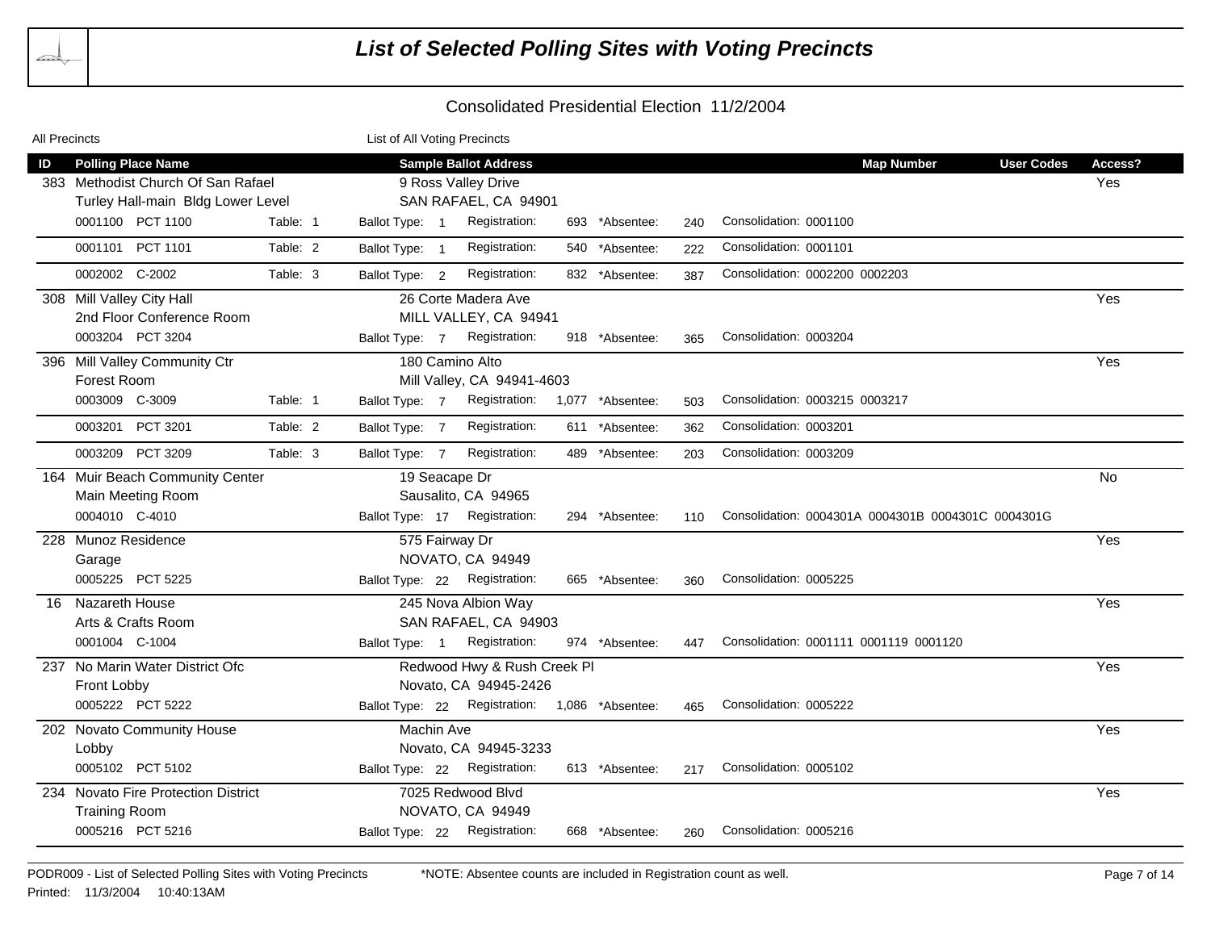# List of Selected Polling Sites with Voting Precincts

## Consolidated Presidential Election 11/2/2004

All Precincts — List of All Voting Precincts

| ID | Polling Place Name | | Sample Ballot Address | | | | | Map Number | User Codes | Access? |
|---|---|---|---|---|---|---|---|---|---|---|
| 383 | Methodist Church Of San Rafael<br>Turley Hall-main Bldg Lower Level | | 9 Ross Valley Drive<br>SAN RAFAEL, CA 94901 | | | | | | | Yes |
| | 0001100 PCT 1100 | Table: 1 | Ballot Type: 1 | Registration: 693 | *Absentee: 240 | Consolidation: 0001100 | | | | |
| | 0001101 PCT 1101 | Table: 2 | Ballot Type: 1 | Registration: 540 | *Absentee: 222 | Consolidation: 0001101 | | | | |
| | 0002002 C-2002 | Table: 3 | Ballot Type: 2 | Registration: 832 | *Absentee: 387 | Consolidation: 0002200 0002203 | | | | |
| 308 | Mill Valley City Hall<br>2nd Floor Conference Room | | 26 Corte Madera Ave<br>MILL VALLEY, CA 94941 | | | | | | | Yes |
| | 0003204 PCT 3204 | | Ballot Type: 7 | Registration: 918 | *Absentee: 365 | Consolidation: 0003204 | | | | |
| 396 | Mill Valley Community Ctr<br>Forest Room | | 180 Camino Alto<br>Mill Valley, CA 94941-4603 | | | | | | | Yes |
| | 0003009 C-3009 | Table: 1 | Ballot Type: 7 | Registration: 1,077 | *Absentee: 503 | Consolidation: 0003215 0003217 | | | | |
| | 0003201 PCT 3201 | Table: 2 | Ballot Type: 7 | Registration: 611 | *Absentee: 362 | Consolidation: 0003201 | | | | |
| | 0003209 PCT 3209 | Table: 3 | Ballot Type: 7 | Registration: 489 | *Absentee: 203 | Consolidation: 0003209 | | | | |
| 164 | Muir Beach Community Center<br>Main Meeting Room | | 19 Seacape Dr<br>Sausalito, CA 94965 | | | | | | | No |
| | 0004010 C-4010 | | Ballot Type: 17 | Registration: 294 | *Absentee: 110 | Consolidation: 0004301A 0004301B 0004301C 0004301G | | | | |
| 228 | Munoz Residence<br>Garage | | 575 Fairway Dr<br>NOVATO, CA 94949 | | | | | | | Yes |
| | 0005225 PCT 5225 | | Ballot Type: 22 | Registration: 665 | *Absentee: 360 | Consolidation: 0005225 | | | | |
| 16 | Nazareth House<br>Arts & Crafts Room | | 245 Nova Albion Way<br>SAN RAFAEL, CA 94903 | | | | | | | Yes |
| | 0001004 C-1004 | | Ballot Type: 1 | Registration: 974 | *Absentee: 447 | Consolidation: 0001111 0001119 0001120 | | | | |
| 237 | No Marin Water District Ofc<br>Front Lobby | | Redwood Hwy & Rush Creek Pl<br>Novato, CA 94945-2426 | | | | | | | Yes |
| | 0005222 PCT 5222 | | Ballot Type: 22 | Registration: 1,086 | *Absentee: 465 | Consolidation: 0005222 | | | | |
| 202 | Novato Community House<br>Lobby | | Machin Ave<br>Novato, CA 94945-3233 | | | | | | | Yes |
| | 0005102 PCT 5102 | | Ballot Type: 22 | Registration: 613 | *Absentee: 217 | Consolidation: 0005102 | | | | |
| 234 | Novato Fire Protection District<br>Training Room | | 7025 Redwood Blvd<br>NOVATO, CA 94949 | | | | | | | Yes |
| | 0005216 PCT 5216 | | Ballot Type: 22 | Registration: 668 | *Absentee: 260 | Consolidation: 0005216 | | | | |

PODR009 - List of Selected Polling Sites with Voting Precincts — *NOTE: Absentee counts are included in Registration count as well.

Printed: 11/3/2004 10:40:13AM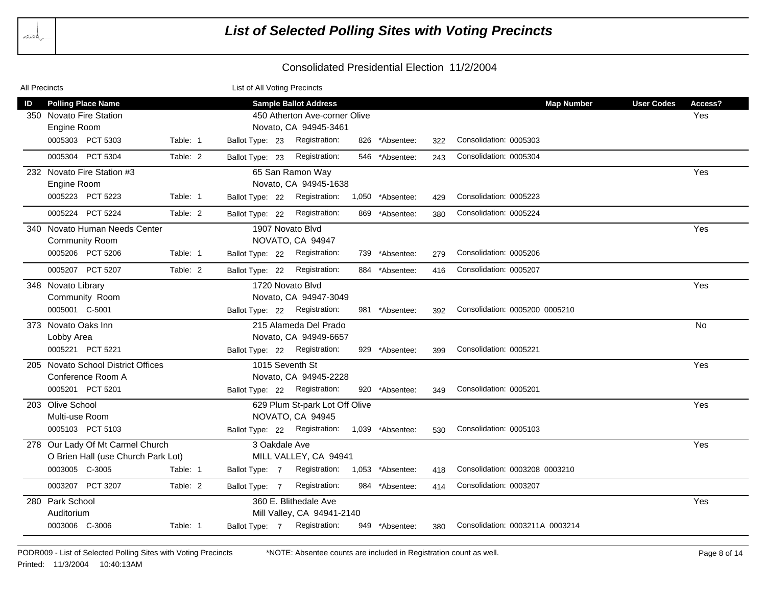# List of Selected Polling Sites with Voting Precincts

## Consolidated Presidential Election 11/2/2004

All Precincts — List of All Voting Precincts

| ID | Polling Place Name | | Sample Ballot Address | | | | Map Number | User Codes | Access? |
|---|---|---|---|---|---|---|---|---|---|
| 350 | Novato Fire Station<br>Engine Room | | 450 Atherton Ave-corner Olive<br>Novato, CA 94945-3461 | | | | | | Yes |
| | 0005303 PCT 5303 | Table: 1 | Ballot Type: 23 | Registration: 826 | *Absentee: 322 | Consolidation: 0005303 | | | |
| | 0005304 PCT 5304 | Table: 2 | Ballot Type: 23 | Registration: 546 | *Absentee: 243 | Consolidation: 0005304 | | | |
| 232 | Novato Fire Station #3<br>Engine Room | | 65 San Ramon Way<br>Novato, CA 94945-1638 | | | | | | Yes |
| | 0005223 PCT 5223 | Table: 1 | Ballot Type: 22 | Registration: 1,050 | *Absentee: 429 | Consolidation: 0005223 | | | |
| | 0005224 PCT 5224 | Table: 2 | Ballot Type: 22 | Registration: 869 | *Absentee: 380 | Consolidation: 0005224 | | | |
| 340 | Novato Human Needs Center<br>Community Room | | 1907 Novato Blvd<br>NOVATO, CA 94947 | | | | | | Yes |
| | 0005206 PCT 5206 | Table: 1 | Ballot Type: 22 | Registration: 739 | *Absentee: 279 | Consolidation: 0005206 | | | |
| | 0005207 PCT 5207 | Table: 2 | Ballot Type: 22 | Registration: 884 | *Absentee: 416 | Consolidation: 0005207 | | | |
| 348 | Novato Library<br>Community Room | | 1720 Novato Blvd<br>Novato, CA 94947-3049 | | | | | | Yes |
| | 0005001 C-5001 | | Ballot Type: 22 | Registration: 981 | *Absentee: 392 | Consolidation: 0005200 0005210 | | | |
| 373 | Novato Oaks Inn<br>Lobby Area | | 215 Alameda Del Prado<br>Novato, CA 94949-6657 | | | | | | No |
| | 0005221 PCT 5221 | | Ballot Type: 22 | Registration: 929 | *Absentee: 399 | Consolidation: 0005221 | | | |
| 205 | Novato School District Offices<br>Conference Room A | | 1015 Seventh St<br>Novato, CA 94945-2228 | | | | | | Yes |
| | 0005201 PCT 5201 | | Ballot Type: 22 | Registration: 920 | *Absentee: 349 | Consolidation: 0005201 | | | |
| 203 | Olive School<br>Multi-use Room | | 629 Plum St-park Lot Off Olive<br>NOVATO, CA 94945 | | | | | | Yes |
| | 0005103 PCT 5103 | | Ballot Type: 22 | Registration: 1,039 | *Absentee: 530 | Consolidation: 0005103 | | | |
| 278 | Our Lady Of Mt Carmel Church<br>O Brien Hall (use Church Park Lot) | | 3 Oakdale Ave<br>MILL VALLEY, CA 94941 | | | | | | Yes |
| | 0003005 C-3005 | Table: 1 | Ballot Type: 7 | Registration: 1,053 | *Absentee: 418 | Consolidation: 0003208 0003210 | | | |
| | 0003207 PCT 3207 | Table: 2 | Ballot Type: 7 | Registration: 984 | *Absentee: 414 | Consolidation: 0003207 | | | |
| 280 | Park School<br>Auditorium | | 360 E. Blithedale Ave<br>Mill Valley, CA 94941-2140 | | | | | | Yes |
| | 0003006 C-3006 | Table: 1 | Ballot Type: 7 | Registration: 949 | *Absentee: 380 | Consolidation: 0003211A 0003214 | | | |

PODR009 - List of Selected Polling Sites with Voting Precincts — *NOTE: Absentee counts are included in Registration count as well.

Printed: 11/3/2004 10:40:13AM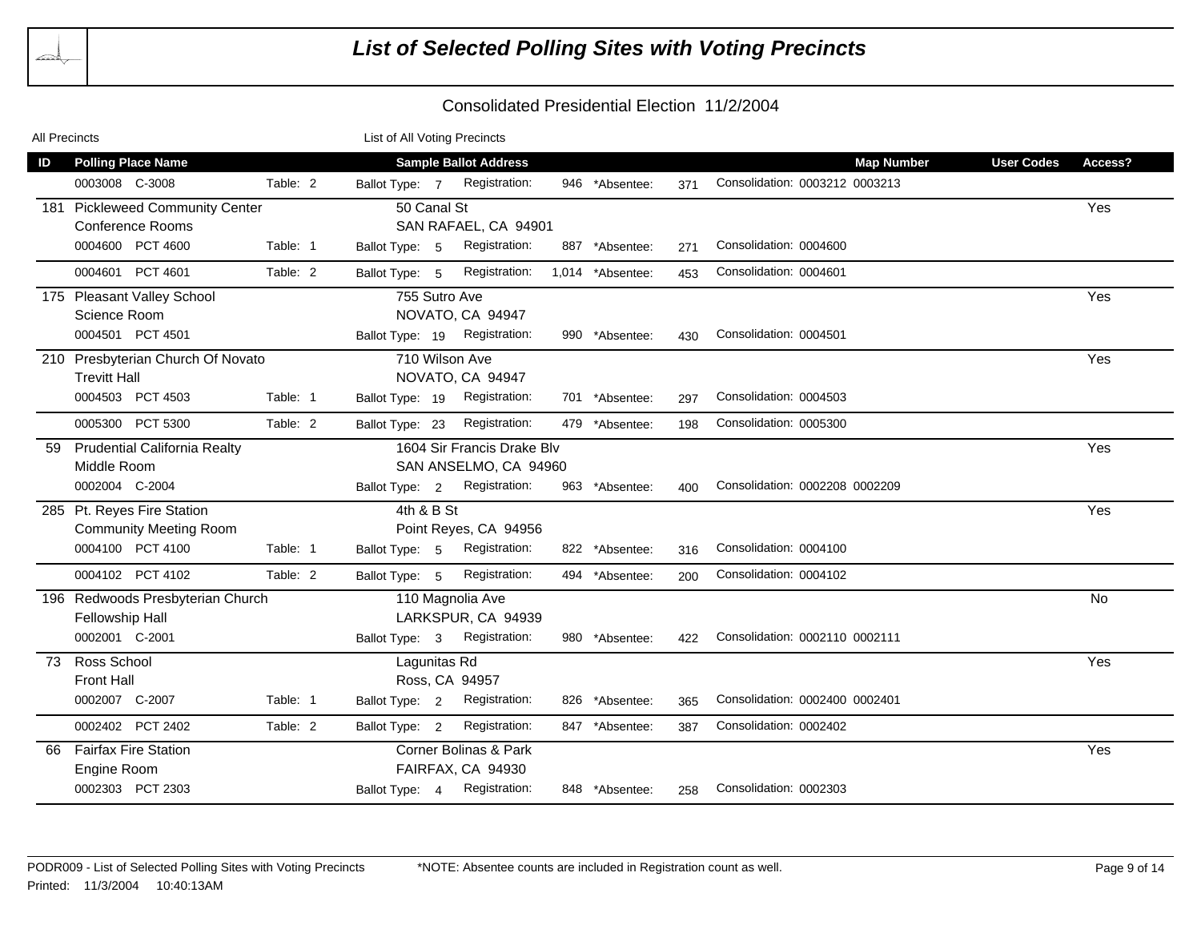# List of Selected Polling Sites with Voting Precincts

## Consolidated Presidential Election 11/2/2004

All Precincts — List of All Voting Precincts

| ID | Polling Place Name | | Sample Ballot Address | | | | | Map Number | User Codes | Access? |
|---|---|---|---|---|---|---|---|---|---|---|
| | 0003008 C-3008 | Table: 2 | Ballot Type: 7 | Registration: 946 | *Absentee: 371 | Consolidation: 0003212 0003213 | | | | |
| 181 | Pickleweed Community Center<br>Conference Rooms | | 50 Canal St<br>SAN RAFAEL, CA 94901 | | | | | | | Yes |
| | 0004600 PCT 4600 | Table: 1 | Ballot Type: 5 | Registration: 887 | *Absentee: 271 | Consolidation: 0004600 | | | | |
| | 0004601 PCT 4601 | Table: 2 | Ballot Type: 5 | Registration: 1,014 | *Absentee: 453 | Consolidation: 0004601 | | | | |
| 175 | Pleasant Valley School<br>Science Room | | 755 Sutro Ave<br>NOVATO, CA 94947 | | | | | | | Yes |
| | 0004501 PCT 4501 | | Ballot Type: 19 | Registration: 990 | *Absentee: 430 | Consolidation: 0004501 | | | | |
| 210 | Presbyterian Church Of Novato<br>Trevitt Hall | | 710 Wilson Ave<br>NOVATO, CA 94947 | | | | | | | Yes |
| | 0004503 PCT 4503 | Table: 1 | Ballot Type: 19 | Registration: 701 | *Absentee: 297 | Consolidation: 0004503 | | | | |
| | 0005300 PCT 5300 | Table: 2 | Ballot Type: 23 | Registration: 479 | *Absentee: 198 | Consolidation: 0005300 | | | | |
| 59 | Prudential California Realty<br>Middle Room | | 1604 Sir Francis Drake Blv<br>SAN ANSELMO, CA 94960 | | | | | | | Yes |
| | 0002004 C-2004 | | Ballot Type: 2 | Registration: 963 | *Absentee: 400 | Consolidation: 0002208 0002209 | | | | |
| 285 | Pt. Reyes Fire Station<br>Community Meeting Room | | 4th & B St<br>Point Reyes, CA 94956 | | | | | | | Yes |
| | 0004100 PCT 4100 | Table: 1 | Ballot Type: 5 | Registration: 822 | *Absentee: 316 | Consolidation: 0004100 | | | | |
| | 0004102 PCT 4102 | Table: 2 | Ballot Type: 5 | Registration: 494 | *Absentee: 200 | Consolidation: 0004102 | | | | |
| 196 | Redwoods Presbyterian Church<br>Fellowship Hall | | 110 Magnolia Ave<br>LARKSPUR, CA 94939 | | | | | | | No |
| | 0002001 C-2001 | | Ballot Type: 3 | Registration: 980 | *Absentee: 422 | Consolidation: 0002110 0002111 | | | | |
| 73 | Ross School<br>Front Hall | | Lagunitas Rd<br>Ross, CA 94957 | | | | | | | Yes |
| | 0002007 C-2007 | Table: 1 | Ballot Type: 2 | Registration: 826 | *Absentee: 365 | Consolidation: 0002400 0002401 | | | | |
| | 0002402 PCT 2402 | Table: 2 | Ballot Type: 2 | Registration: 847 | *Absentee: 387 | Consolidation: 0002402 | | | | |
| 66 | Fairfax Fire Station<br>Engine Room | | Corner Bolinas & Park<br>FAIRFAX, CA 94930 | | | | | | | Yes |
| | 0002303 PCT 2303 | | Ballot Type: 4 | Registration: 848 | *Absentee: 258 | Consolidation: 0002303 | | | | |

PODR009 - List of Selected Polling Sites with Voting Precincts — *NOTE: Absentee counts are included in Registration count as well.

Printed: 11/3/2004 10:40:13AM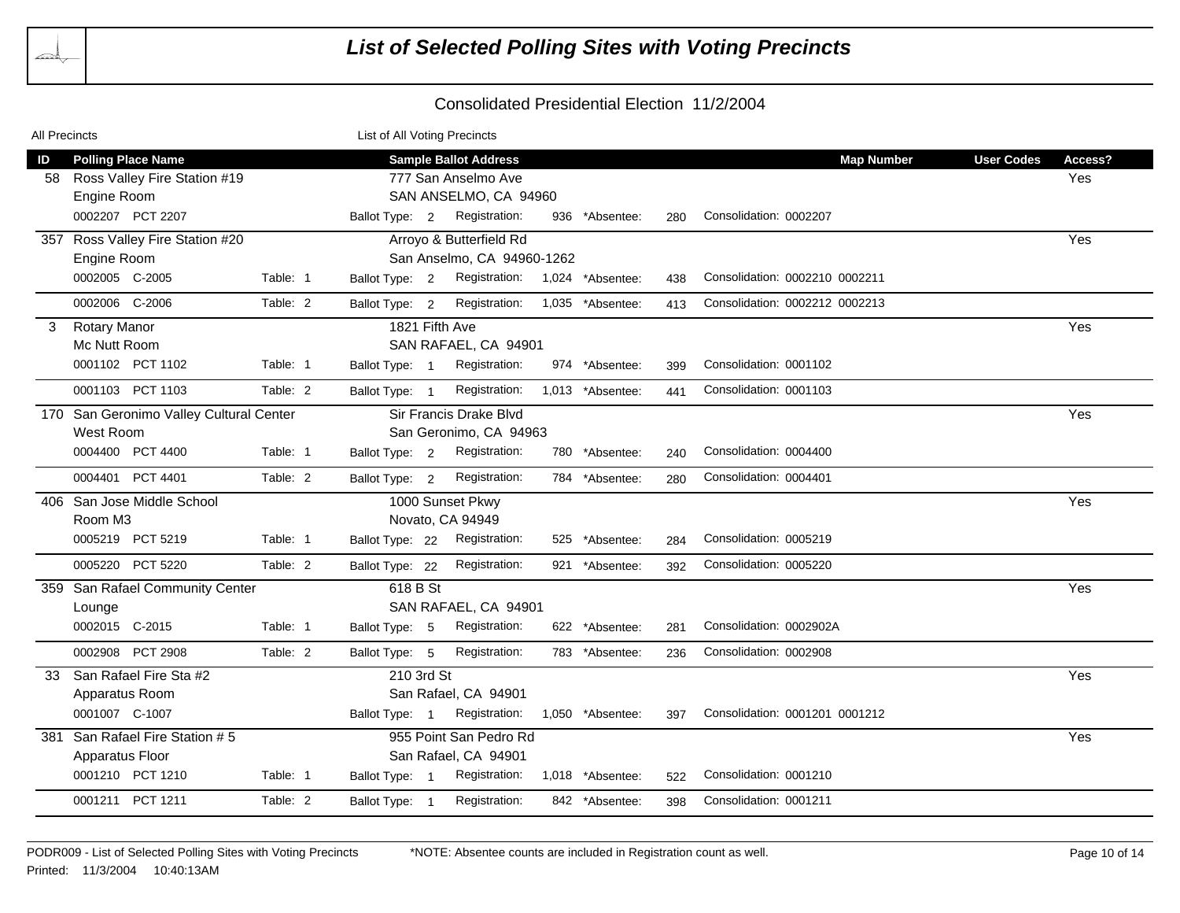# List of Selected Polling Sites with Voting Precincts

## Consolidated Presidential Election 11/2/2004

All Precincts — List of All Voting Precincts

| ID | Polling Place Name | | Table | Sample Ballot Address | | | | Map Number | User Codes | Access? |
|---|---|---|---|---|---|---|---|---|---|---|
| 58 | Ross Valley Fire Station #19<br>Engine Room | | | 777 San Anselmo Ave<br>SAN ANSELMO, CA 94960 | | | | | | Yes |
| | 0002207 | PCT 2207 | | Ballot Type: 2 | Registration: 936 | *Absentee: 280 | Consolidation: 0002207 | | | |
| 357 | Ross Valley Fire Station #20<br>Engine Room | | | Arroyo & Butterfield Rd<br>San Anselmo, CA 94960-1262 | | | | | | Yes |
| | 0002005 | C-2005 | Table: 1 | Ballot Type: 2 | Registration: 1,024 | *Absentee: 438 | Consolidation: 0002210 0002211 | | | |
| | 0002006 | C-2006 | Table: 2 | Ballot Type: 2 | Registration: 1,035 | *Absentee: 413 | Consolidation: 0002212 0002213 | | | |
| 3 | Rotary Manor<br>Mc Nutt Room | | | 1821 Fifth Ave<br>SAN RAFAEL, CA 94901 | | | | | | Yes |
| | 0001102 | PCT 1102 | Table: 1 | Ballot Type: 1 | Registration: 974 | *Absentee: 399 | Consolidation: 0001102 | | | |
| | 0001103 | PCT 1103 | Table: 2 | Ballot Type: 1 | Registration: 1,013 | *Absentee: 441 | Consolidation: 0001103 | | | |
| 170 | San Geronimo Valley Cultural Center<br>West Room | | | Sir Francis Drake Blvd<br>San Geronimo, CA 94963 | | | | | | Yes |
| | 0004400 | PCT 4400 | Table: 1 | Ballot Type: 2 | Registration: 780 | *Absentee: 240 | Consolidation: 0004400 | | | |
| | 0004401 | PCT 4401 | Table: 2 | Ballot Type: 2 | Registration: 784 | *Absentee: 280 | Consolidation: 0004401 | | | |
| 406 | San Jose Middle School<br>Room M3 | | | 1000 Sunset Pkwy<br>Novato, CA 94949 | | | | | | Yes |
| | 0005219 | PCT 5219 | Table: 1 | Ballot Type: 22 | Registration: 525 | *Absentee: 284 | Consolidation: 0005219 | | | |
| | 0005220 | PCT 5220 | Table: 2 | Ballot Type: 22 | Registration: 921 | *Absentee: 392 | Consolidation: 0005220 | | | |
| 359 | San Rafael Community Center<br>Lounge | | | 618 B St<br>SAN RAFAEL, CA 94901 | | | | | | Yes |
| | 0002015 | C-2015 | Table: 1 | Ballot Type: 5 | Registration: 622 | *Absentee: 281 | Consolidation: 0002902A | | | |
| | 0002908 | PCT 2908 | Table: 2 | Ballot Type: 5 | Registration: 783 | *Absentee: 236 | Consolidation: 0002908 | | | |
| 33 | San Rafael Fire Sta #2<br>Apparatus Room | | | 210 3rd St<br>San Rafael, CA 94901 | | | | | | Yes |
| | 0001007 | C-1007 | | Ballot Type: 1 | Registration: 1,050 | *Absentee: 397 | Consolidation: 0001201 0001212 | | | |
| 381 | San Rafael Fire Station # 5<br>Apparatus Floor | | | 955 Point San Pedro Rd<br>San Rafael, CA 94901 | | | | | | Yes |
| | 0001210 | PCT 1210 | Table: 1 | Ballot Type: 1 | Registration: 1,018 | *Absentee: 522 | Consolidation: 0001210 | | | |
| | 0001211 | PCT 1211 | Table: 2 | Ballot Type: 1 | Registration: 842 | *Absentee: 398 | Consolidation: 0001211 | | | |

PODR009 - List of Selected Polling Sites with Voting Precincts — *NOTE: Absentee counts are included in Registration count as well.

Printed: 11/3/2004 10:40:13AM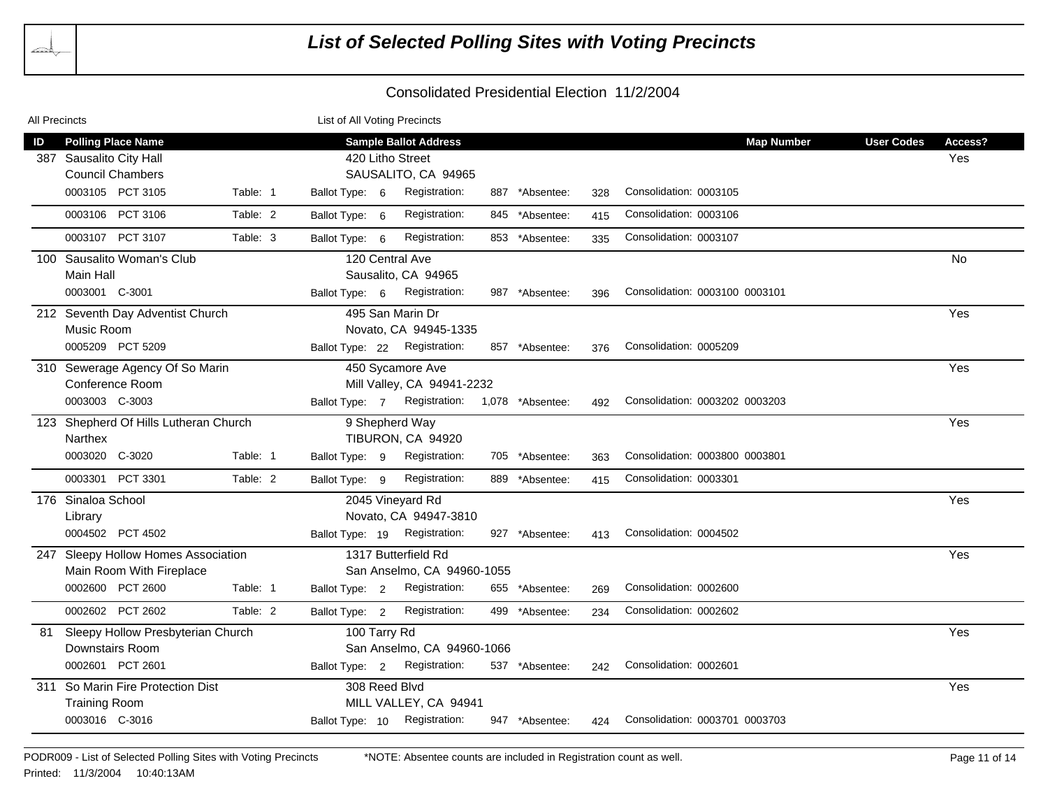# List of Selected Polling Sites with Voting Precincts

## Consolidated Presidential Election 11/2/2004

All Precincts — List of All Voting Precincts

| ID | Polling Place Name | | Sample Ballot Address | | | | Map Number | User Codes | Access? |
|---|---|---|---|---|---|---|---|---|---|
| 387 | Sausalito City Hall<br>Council Chambers | | 420 Litho Street<br>SAUSALITO, CA 94965 | | | | | | Yes |
| | 0003105 PCT 3105 | Table: 1 | Ballot Type: 6 | Registration: 887 | *Absentee: 328 | Consolidation: 0003105 | | | |
| | 0003106 PCT 3106 | Table: 2 | Ballot Type: 6 | Registration: 845 | *Absentee: 415 | Consolidation: 0003106 | | | |
| | 0003107 PCT 3107 | Table: 3 | Ballot Type: 6 | Registration: 853 | *Absentee: 335 | Consolidation: 0003107 | | | |
| 100 | Sausalito Woman's Club<br>Main Hall | | 120 Central Ave<br>Sausalito, CA 94965 | | | | | | No |
| | 0003001 C-3001 | | Ballot Type: 6 | Registration: 987 | *Absentee: 396 | Consolidation: 0003100 0003101 | | | |
| 212 | Seventh Day Adventist Church<br>Music Room | | 495 San Marin Dr<br>Novato, CA 94945-1335 | | | | | | Yes |
| | 0005209 PCT 5209 | | Ballot Type: 22 | Registration: 857 | *Absentee: 376 | Consolidation: 0005209 | | | |
| 310 | Sewerage Agency Of So Marin<br>Conference Room | | 450 Sycamore Ave<br>Mill Valley, CA 94941-2232 | | | | | | Yes |
| | 0003003 C-3003 | | Ballot Type: 7 | Registration: 1,078 | *Absentee: 492 | Consolidation: 0003202 0003203 | | | |
| 123 | Shepherd Of Hills Lutheran Church<br>Narthex | | 9 Shepherd Way<br>TIBURON, CA 94920 | | | | | | Yes |
| | 0003020 C-3020 | Table: 1 | Ballot Type: 9 | Registration: 705 | *Absentee: 363 | Consolidation: 0003800 0003801 | | | |
| | 0003301 PCT 3301 | Table: 2 | Ballot Type: 9 | Registration: 889 | *Absentee: 415 | Consolidation: 0003301 | | | |
| 176 | Sinaloa School<br>Library | | 2045 Vineyard Rd<br>Novato, CA 94947-3810 | | | | | | Yes |
| | 0004502 PCT 4502 | | Ballot Type: 19 | Registration: 927 | *Absentee: 413 | Consolidation: 0004502 | | | |
| 247 | Sleepy Hollow Homes Association<br>Main Room With Fireplace | | 1317 Butterfield Rd<br>San Anselmo, CA 94960-1055 | | | | | | Yes |
| | 0002600 PCT 2600 | Table: 1 | Ballot Type: 2 | Registration: 655 | *Absentee: 269 | Consolidation: 0002600 | | | |
| | 0002602 PCT 2602 | Table: 2 | Ballot Type: 2 | Registration: 499 | *Absentee: 234 | Consolidation: 0002602 | | | |
| 81 | Sleepy Hollow Presbyterian Church<br>Downstairs Room | | 100 Tarry Rd<br>San Anselmo, CA 94960-1066 | | | | | | Yes |
| | 0002601 PCT 2601 | | Ballot Type: 2 | Registration: 537 | *Absentee: 242 | Consolidation: 0002601 | | | |
| 311 | So Marin Fire Protection Dist<br>Training Room | | 308 Reed Blvd<br>MILL VALLEY, CA 94941 | | | | | | Yes |
| | 0003016 C-3016 | | Ballot Type: 10 | Registration: 947 | *Absentee: 424 | Consolidation: 0003701 0003703 | | | |

PODR009 - List of Selected Polling Sites with Voting Precincts — *NOTE: Absentee counts are included in Registration count as well.

Printed: 11/3/2004 10:40:13AM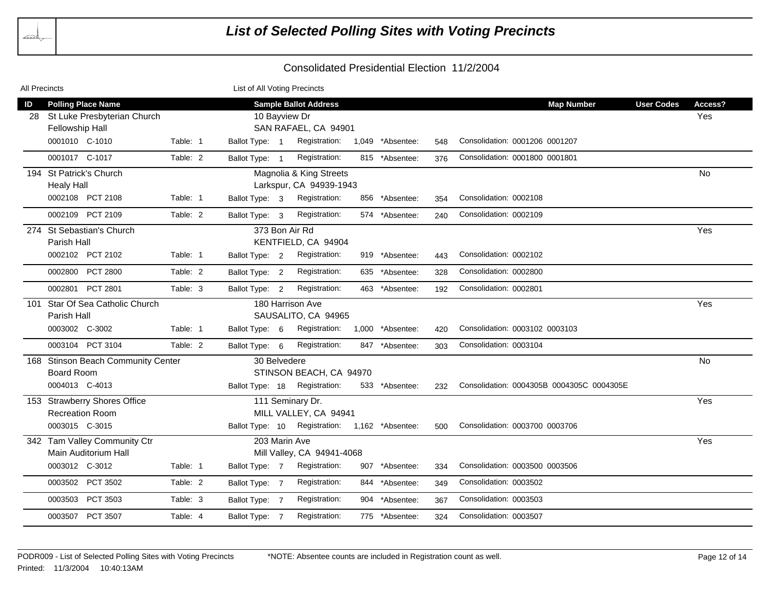# List of Selected Polling Sites with Voting Precincts

## Consolidated Presidential Election 11/2/2004

All Precincts — List of All Voting Precincts

| ID | Polling Place Name | | Sample Ballot Address | | | | Map Number | User Codes | Access? |
|---|---|---|---|---|---|---|---|---|---|
| 28 | St Luke Presbyterian Church<br>Fellowship Hall | | 10 Bayview Dr<br>SAN RAFAEL, CA 94901 | | | | | | Yes |
| | 0001010 C-1010 | Table: 1 | Ballot Type: 1 | Registration: 1,049 | *Absentee: 548 | Consolidation: 0001206 0001207 | | | |
| | 0001017 C-1017 | Table: 2 | Ballot Type: 1 | Registration: 815 | *Absentee: 376 | Consolidation: 0001800 0001801 | | | |
| 194 | St Patrick's Church<br>Healy Hall | | Magnolia & King Streets<br>Larkspur, CA 94939-1943 | | | | | | No |
| | 0002108 PCT 2108 | Table: 1 | Ballot Type: 3 | Registration: 856 | *Absentee: 354 | Consolidation: 0002108 | | | |
| | 0002109 PCT 2109 | Table: 2 | Ballot Type: 3 | Registration: 574 | *Absentee: 240 | Consolidation: 0002109 | | | |
| 274 | St Sebastian's Church<br>Parish Hall | | 373 Bon Air Rd<br>KENTFIELD, CA 94904 | | | | | | Yes |
| | 0002102 PCT 2102 | Table: 1 | Ballot Type: 2 | Registration: 919 | *Absentee: 443 | Consolidation: 0002102 | | | |
| | 0002800 PCT 2800 | Table: 2 | Ballot Type: 2 | Registration: 635 | *Absentee: 328 | Consolidation: 0002800 | | | |
| | 0002801 PCT 2801 | Table: 3 | Ballot Type: 2 | Registration: 463 | *Absentee: 192 | Consolidation: 0002801 | | | |
| 101 | Star Of Sea Catholic Church<br>Parish Hall | | 180 Harrison Ave<br>SAUSALITO, CA 94965 | | | | | | Yes |
| | 0003002 C-3002 | Table: 1 | Ballot Type: 6 | Registration: 1,000 | *Absentee: 420 | Consolidation: 0003102 0003103 | | | |
| | 0003104 PCT 3104 | Table: 2 | Ballot Type: 6 | Registration: 847 | *Absentee: 303 | Consolidation: 0003104 | | | |
| 168 | Stinson Beach Community Center<br>Board Room | | 30 Belvedere<br>STINSON BEACH, CA 94970 | | | | | | No |
| | 0004013 C-4013 | | Ballot Type: 18 | Registration: 533 | *Absentee: 232 | Consolidation: 0004305B 0004305C 0004305E | | | |
| 153 | Strawberry Shores Office<br>Recreation Room | | 111 Seminary Dr.<br>MILL VALLEY, CA 94941 | | | | | | Yes |
| | 0003015 C-3015 | | Ballot Type: 10 | Registration: 1,162 | *Absentee: 500 | Consolidation: 0003700 0003706 | | | |
| 342 | Tam Valley Community Ctr<br>Main Auditorium Hall | | 203 Marin Ave<br>Mill Valley, CA 94941-4068 | | | | | | Yes |
| | 0003012 C-3012 | Table: 1 | Ballot Type: 7 | Registration: 907 | *Absentee: 334 | Consolidation: 0003500 0003506 | | | |
| | 0003502 PCT 3502 | Table: 2 | Ballot Type: 7 | Registration: 844 | *Absentee: 349 | Consolidation: 0003502 | | | |
| | 0003503 PCT 3503 | Table: 3 | Ballot Type: 7 | Registration: 904 | *Absentee: 367 | Consolidation: 0003503 | | | |
| | 0003507 PCT 3507 | Table: 4 | Ballot Type: 7 | Registration: 775 | *Absentee: 324 | Consolidation: 0003507 | | | |

PODR009 - List of Selected Polling Sites with Voting Precincts

*NOTE: Absentee counts are included in Registration count as well.

Printed: 11/3/2004 10:40:13AM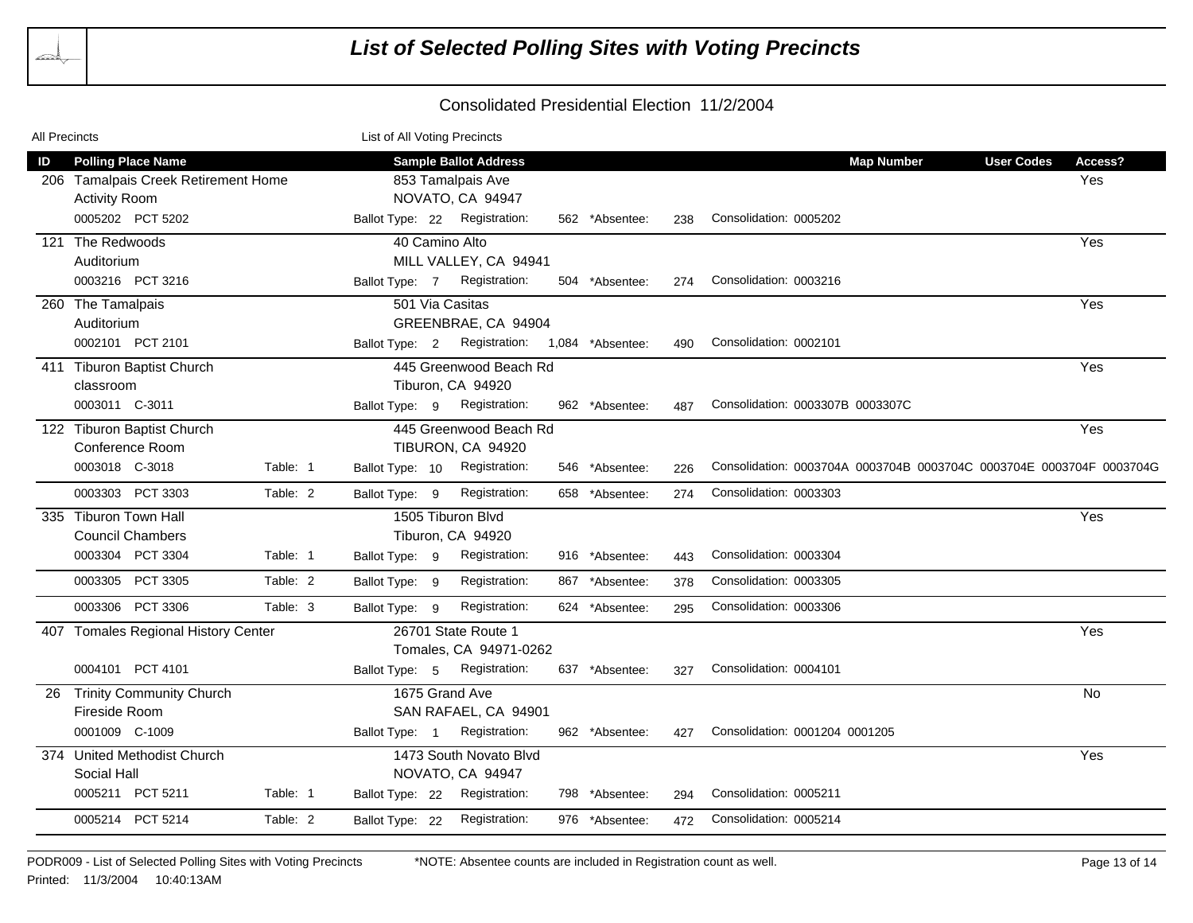# List of Selected Polling Sites with Voting Precincts

## Consolidated Presidential Election 11/2/2004

All Precincts — List of All Voting Precincts

| ID | Polling Place Name | | Sample Ballot Address | | | | | Map Number | User Codes | Access? |
|---|---|---|---|---|---|---|---|---|---|---|
| 206 | Tamalpais Creek Retirement Home<br>Activity Room | | 853 Tamalpais Ave<br>NOVATO, CA 94947 | | | | | | | Yes |
| | 0005202 PCT 5202 | | Ballot Type: 22 | Registration: 562 | *Absentee: 238 | Consolidation: 0005202 | | | | |
| 121 | The Redwoods<br>Auditorium | | 40 Camino Alto<br>MILL VALLEY, CA 94941 | | | | | | | Yes |
| | 0003216 PCT 3216 | | Ballot Type: 7 | Registration: 504 | *Absentee: 274 | Consolidation: 0003216 | | | | |
| 260 | The Tamalpais<br>Auditorium | | 501 Via Casitas<br>GREENBRAE, CA 94904 | | | | | | | Yes |
| | 0002101 PCT 2101 | | Ballot Type: 2 | Registration: 1,084 | *Absentee: 490 | Consolidation: 0002101 | | | | |
| 411 | Tiburon Baptist Church<br>classroom | | 445 Greenwood Beach Rd<br>Tiburon, CA 94920 | | | | | | | Yes |
| | 0003011 C-3011 | | Ballot Type: 9 | Registration: 962 | *Absentee: 487 | Consolidation: 0003307B 0003307C | | | | |
| 122 | Tiburon Baptist Church<br>Conference Room | | 445 Greenwood Beach Rd<br>TIBURON, CA 94920 | | | | | | | Yes |
| | 0003018 C-3018 | Table: 1 | Ballot Type: 10 | Registration: 546 | *Absentee: 226 | Consolidation: 0003704A 0003704B 0003704C 0003704E 0003704F 0003704G | | | | |
| | 0003303 PCT 3303 | Table: 2 | Ballot Type: 9 | Registration: 658 | *Absentee: 274 | Consolidation: 0003303 | | | | |
| 335 | Tiburon Town Hall<br>Council Chambers | | 1505 Tiburon Blvd<br>Tiburon, CA 94920 | | | | | | | Yes |
| | 0003304 PCT 3304 | Table: 1 | Ballot Type: 9 | Registration: 916 | *Absentee: 443 | Consolidation: 0003304 | | | | |
| | 0003305 PCT 3305 | Table: 2 | Ballot Type: 9 | Registration: 867 | *Absentee: 378 | Consolidation: 0003305 | | | | |
| | 0003306 PCT 3306 | Table: 3 | Ballot Type: 9 | Registration: 624 | *Absentee: 295 | Consolidation: 0003306 | | | | |
| 407 | Tomales Regional History Center | | 26701 State Route 1<br>Tomales, CA 94971-0262 | | | | | | | Yes |
| | 0004101 PCT 4101 | | Ballot Type: 5 | Registration: 637 | *Absentee: 327 | Consolidation: 0004101 | | | | |
| 26 | Trinity Community Church<br>Fireside Room | | 1675 Grand Ave<br>SAN RAFAEL, CA 94901 | | | | | | | No |
| | 0001009 C-1009 | | Ballot Type: 1 | Registration: 962 | *Absentee: 427 | Consolidation: 0001204 0001205 | | | | |
| 374 | United Methodist Church<br>Social Hall | | 1473 South Novato Blvd<br>NOVATO, CA 94947 | | | | | | | Yes |
| | 0005211 PCT 5211 | Table: 1 | Ballot Type: 22 | Registration: 798 | *Absentee: 294 | Consolidation: 0005211 | | | | |
| | 0005214 PCT 5214 | Table: 2 | Ballot Type: 22 | Registration: 976 | *Absentee: 472 | Consolidation: 0005214 | | | | |

PODR009 - List of Selected Polling Sites with Voting Precincts

*NOTE: Absentee counts are included in Registration count as well.

Printed: 11/3/2004 10:40:13AM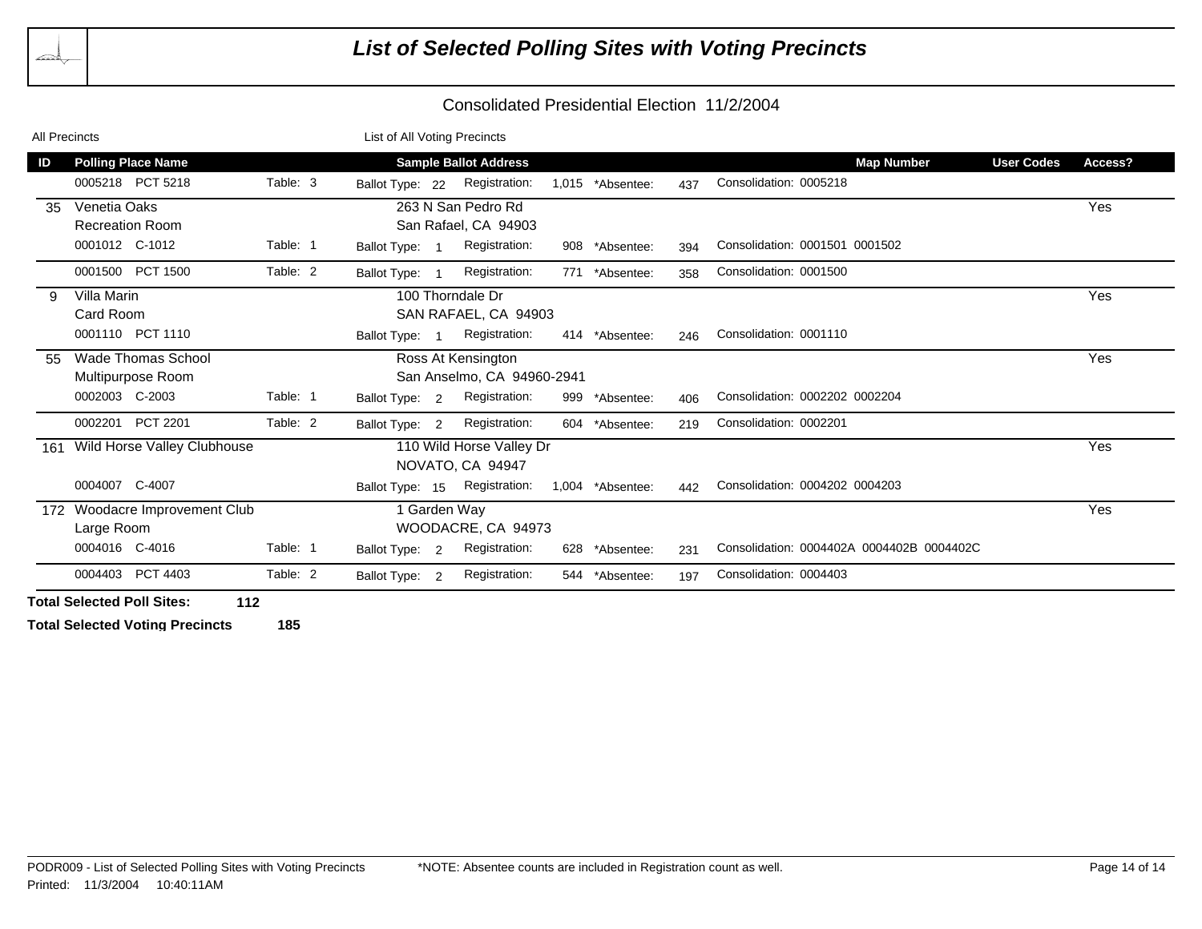# List of Selected Polling Sites with Voting Precincts

Consolidated Presidential Election 11/2/2004

All Precincts | List of All Voting Precincts

| ID | Polling Place Name | | Sample Ballot Address | | | | Map Number | User Codes | Access? |
|---|---|---|---|---|---|---|---|---|---|
| | 0005218 PCT 5218 | Table: 3 | Ballot Type: 22 | Registration: 1,015 | *Absentee: 437 | Consolidation: 0005218 | | | |
| 35 | Venetia Oaks<br>Recreation Room | | 263 N San Pedro Rd<br>San Rafael, CA 94903 | | | | | | Yes |
| | 0001012 C-1012 | Table: 1 | Ballot Type: 1 | Registration: 908 | *Absentee: 394 | Consolidation: 0001501 0001502 | | | |
| | 0001500 PCT 1500 | Table: 2 | Ballot Type: 1 | Registration: 771 | *Absentee: 358 | Consolidation: 0001500 | | | |
| 9 | Villa Marin<br>Card Room | | 100 Thorndale Dr<br>SAN RAFAEL, CA 94903 | | | | | | Yes |
| | 0001110 PCT 1110 | | Ballot Type: 1 | Registration: 414 | *Absentee: 246 | Consolidation: 0001110 | | | |
| 55 | Wade Thomas School<br>Multipurpose Room | | Ross At Kensington<br>San Anselmo, CA 94960-2941 | | | | | | Yes |
| | 0002003 C-2003 | Table: 1 | Ballot Type: 2 | Registration: 999 | *Absentee: 406 | Consolidation: 0002202 0002204 | | | |
| | 0002201 PCT 2201 | Table: 2 | Ballot Type: 2 | Registration: 604 | *Absentee: 219 | Consolidation: 0002201 | | | |
| 161 | Wild Horse Valley Clubhouse | | 110 Wild Horse Valley Dr<br>NOVATO, CA 94947 | | | | | | Yes |
| | 0004007 C-4007 | | Ballot Type: 15 | Registration: 1,004 | *Absentee: 442 | Consolidation: 0004202 0004203 | | | |
| 172 | Woodacre Improvement Club<br>Large Room | | 1 Garden Way<br>WOODACRE, CA 94973 | | | | | | Yes |
| | 0004016 C-4016 | Table: 1 | Ballot Type: 2 | Registration: 628 | *Absentee: 231 | Consolidation: 0004402A 0004402B 0004402C | | | |
| | 0004403 PCT 4403 | Table: 2 | Ballot Type: 2 | Registration: 544 | *Absentee: 197 | Consolidation: 0004403 | | | |

**Total Selected Poll Sites:** 112

**Total Selected Voting Precincts** 185

PODR009 - List of Selected Polling Sites with Voting Precincts

*NOTE: Absentee counts are included in Registration count as well.

Printed: 11/3/2004 10:40:11AM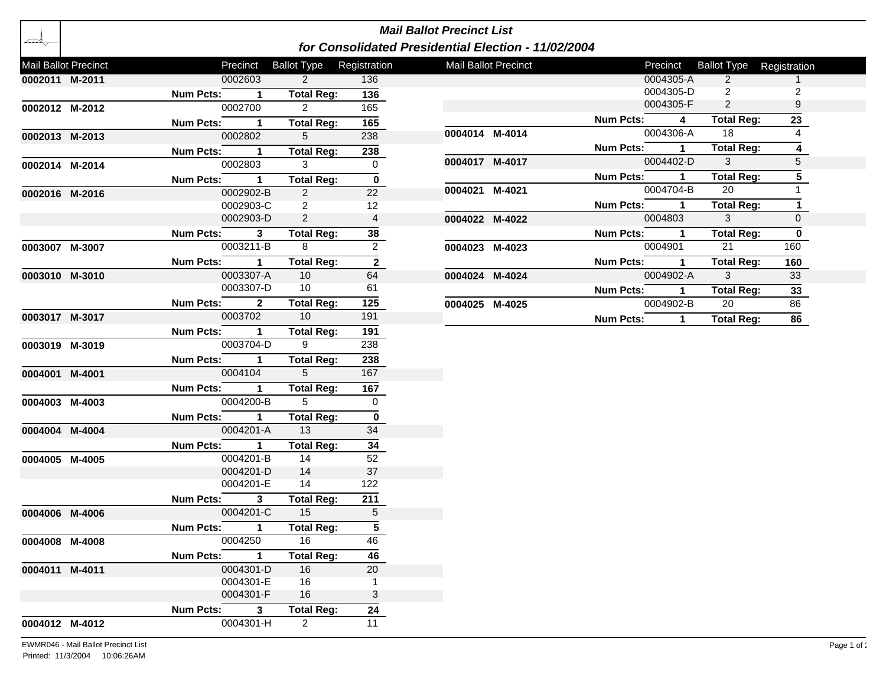## Mail Ballot Precinct List
## for Consolidated Presidential Election - 11/02/2004

| Mail Ballot Precinct | | | Precinct | Ballot Type | Registration |
|---|---|---|---|---|---|
| 0002011 | M-2011 | | 0002603 | 2 | 136 |
| | | Num Pcts: | 1 | Total Reg: | 136 |
| 0002012 | M-2012 | | 0002700 | 2 | 165 |
| | | Num Pcts: | 1 | Total Reg: | 165 |
| 0002013 | M-2013 | | 0002802 | 5 | 238 |
| | | Num Pcts: | 1 | Total Reg: | 238 |
| 0002014 | M-2014 | | 0002803 | 3 | 0 |
| | | Num Pcts: | 1 | Total Reg: | 0 |
| 0002016 | M-2016 | | 0002902-B | 2 | 22 |
| | | | 0002903-C | 2 | 12 |
| | | | 0002903-D | 2 | 4 |
| | | Num Pcts: | 3 | Total Reg: | 38 |
| 0003007 | M-3007 | | 0003211-B | 8 | 2 |
| | | Num Pcts: | 1 | Total Reg: | 2 |
| 0003010 | M-3010 | | 0003307-A | 10 | 64 |
| | | | 0003307-D | 10 | 61 |
| | | Num Pcts: | 2 | Total Reg: | 125 |
| 0003017 | M-3017 | | 0003702 | 10 | 191 |
| | | Num Pcts: | 1 | Total Reg: | 191 |
| 0003019 | M-3019 | | 0003704-D | 9 | 238 |
| | | Num Pcts: | 1 | Total Reg: | 238 |
| 0004001 | M-4001 | | 0004104 | 5 | 167 |
| | | Num Pcts: | 1 | Total Reg: | 167 |
| 0004003 | M-4003 | | 0004200-B | 5 | 0 |
| | | Num Pcts: | 1 | Total Reg: | 0 |
| 0004004 | M-4004 | | 0004201-A | 13 | 34 |
| | | Num Pcts: | 1 | Total Reg: | 34 |
| 0004005 | M-4005 | | 0004201-B | 14 | 52 |
| | | | 0004201-D | 14 | 37 |
| | | | 0004201-E | 14 | 122 |
| | | Num Pcts: | 3 | Total Reg: | 211 |
| 0004006 | M-4006 | | 0004201-C | 15 | 5 |
| | | Num Pcts: | 1 | Total Reg: | 5 |
| 0004008 | M-4008 | | 0004250 | 16 | 46 |
| | | Num Pcts: | 1 | Total Reg: | 46 |
| 0004011 | M-4011 | | 0004301-D | 16 | 20 |
| | | | 0004301-E | 16 | 1 |
| | | | 0004301-F | 16 | 3 |
| | | Num Pcts: | 3 | Total Reg: | 24 |
| 0004012 | M-4012 | | 0004301-H | 2 | 11 |
| | | | 0004305-A | 2 | 1 |
| | | | 0004305-D | 2 | 2 |
| | | | 0004305-F | 2 | 9 |
| | | Num Pcts: | 4 | Total Reg: | 23 |
| 0004014 | M-4014 | | 0004306-A | 18 | 4 |
| | | Num Pcts: | 1 | Total Reg: | 4 |
| 0004017 | M-4017 | | 0004402-D | 3 | 5 |
| | | Num Pcts: | 1 | Total Reg: | 5 |
| 0004021 | M-4021 | | 0004704-B | 20 | 1 |
| | | Num Pcts: | 1 | Total Reg: | 1 |
| 0004022 | M-4022 | | 0004803 | 3 | 0 |
| | | Num Pcts: | 1 | Total Reg: | 0 |
| 0004023 | M-4023 | | 0004901 | 21 | 160 |
| | | Num Pcts: | 1 | Total Reg: | 160 |
| 0004024 | M-4024 | | 0004902-A | 3 | 33 |
| | | Num Pcts: | 1 | Total Reg: | 33 |
| 0004025 | M-4025 | | 0004902-B | 20 | 86 |
| | | Num Pcts: | 1 | Total Reg: | 86 |

EWMR046 - Mail Ballot Precinct List
Printed: 11/3/2004 10:06:26AM